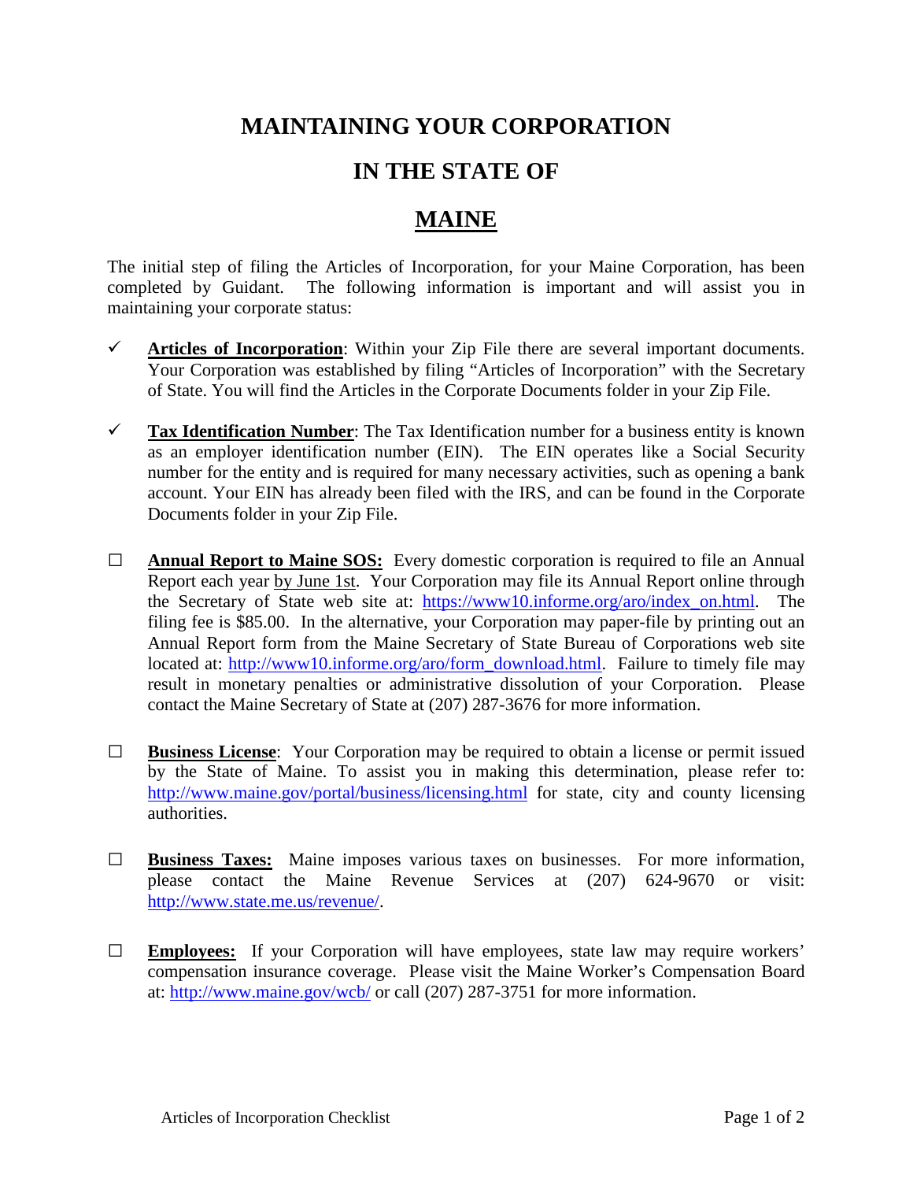# MAINTAINING YOUR CORPORATION

# IN THE STATE OF

# MAINE

The initial step of filing the Articles of Incorporation, for your Maine Corporation, has been completed by Guidant. The following information is important and will assist you in maintaining your corporate status:

- ✓ **Articles of Incorporation**: Within your Zip File there are several important documents. Your Corporation was established by filing "Articles of Incorporation" with the Secretary of State. You will find the Articles in the Corporate Documents folder in your Zip File.

- ✓ **Tax Identification Number**: The Tax Identification number for a business entity is known as an employer identification number (EIN). The EIN operates like a Social Security number for the entity and is required for many necessary activities, such as opening a bank account. Your EIN has already been filed with the IRS, and can be found in the Corporate Documents folder in your Zip File.

- ☐ **Annual Report to Maine SOS:** Every domestic corporation is required to file an Annual Report each year by June 1st. Your Corporation may file its Annual Report online through the Secretary of State web site at: https://www10.informe.org/aro/index_on.html. The filing fee is $85.00. In the alternative, your Corporation may paper-file by printing out an Annual Report form from the Maine Secretary of State Bureau of Corporations web site located at: http://www10.informe.org/aro/form_download.html. Failure to timely file may result in monetary penalties or administrative dissolution of your Corporation. Please contact the Maine Secretary of State at (207) 287-3676 for more information.

- ☐ **Business License**: Your Corporation may be required to obtain a license or permit issued by the State of Maine. To assist you in making this determination, please refer to: http://www.maine.gov/portal/business/licensing.html for state, city and county licensing authorities.

- ☐ **Business Taxes:** Maine imposes various taxes on businesses. For more information, please contact the Maine Revenue Services at (207) 624-9670 or visit: http://www.state.me.us/revenue/.

- ☐ **Employees:** If your Corporation will have employees, state law may require workers' compensation insurance coverage. Please visit the Maine Worker's Compensation Board at: http://www.maine.gov/wcb/ or call (207) 287-3751 for more information.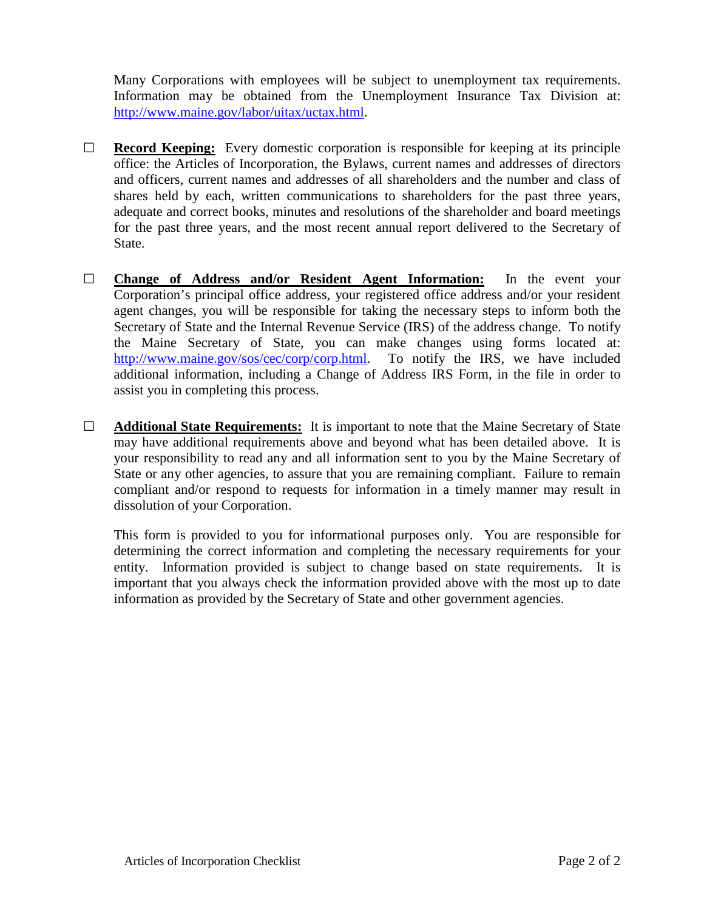Many Corporations with employees will be subject to unemployment tax requirements. Information may be obtained from the Unemployment Insurance Tax Division at: http://www.maine.gov/labor/uitax/uctax.html.

☐ **Record Keeping:** Every domestic corporation is responsible for keeping at its principle office: the Articles of Incorporation, the Bylaws, current names and addresses of directors and officers, current names and addresses of all shareholders and the number and class of shares held by each, written communications to shareholders for the past three years, adequate and correct books, minutes and resolutions of the shareholder and board meetings for the past three years, and the most recent annual report delivered to the Secretary of State.

☐ **Change of Address and/or Resident Agent Information:** In the event your Corporation's principal office address, your registered office address and/or your resident agent changes, you will be responsible for taking the necessary steps to inform both the Secretary of State and the Internal Revenue Service (IRS) of the address change. To notify the Maine Secretary of State, you can make changes using forms located at: http://www.maine.gov/sos/cec/corp/corp.html. To notify the IRS, we have included additional information, including a Change of Address IRS Form, in the file in order to assist you in completing this process.

☐ **Additional State Requirements:** It is important to note that the Maine Secretary of State may have additional requirements above and beyond what has been detailed above. It is your responsibility to read any and all information sent to you by the Maine Secretary of State or any other agencies, to assure that you are remaining compliant. Failure to remain compliant and/or respond to requests for information in a timely manner may result in dissolution of your Corporation.

This form is provided to you for informational purposes only. You are responsible for determining the correct information and completing the necessary requirements for your entity. Information provided is subject to change based on state requirements. It is important that you always check the information provided above with the most up to date information as provided by the Secretary of State and other government agencies.